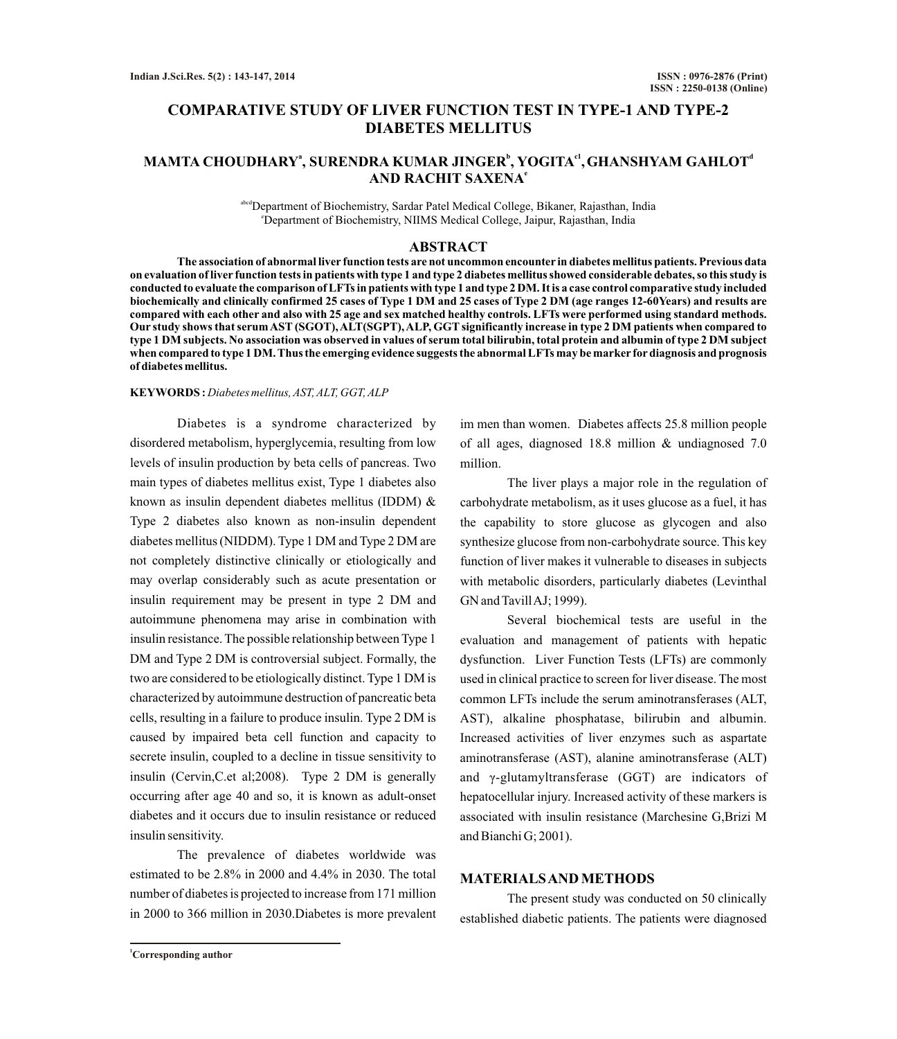# COMPARATIVE STUDY OF LIVER FUNCTION TEST IN TYPE-1 AND TYPE-2 DIABETES MELLITUS

**MAMTA CHOUDHARY[a], SURENDRA KUMAR JINGER[b], YOGITA[c1], GHANSHYAM GAHLOT[d] AND RACHIT SAXENA[e]**

[abcd]Department of Biochemistry, Sardar Patel Medical College, Bikaner, Rajasthan, India

[e]Department of Biochemistry, NIIMS Medical College, Jaipur, Rajasthan, India

## ABSTRACT

**The association of abnormal liver function tests are not uncommon encounter in diabetes mellitus patients. Previous data on evaluation of liver function tests in patients with type 1 and type 2 diabetes mellitus showed considerable debates, so this study is conducted to evaluate the comparison of LFTs in patients with type 1 and type 2 DM. It is a case control comparative study included biochemically and clinically confirmed 25 cases of Type 1 DM and 25 cases of Type 2 DM (age ranges 12-60Years) and results are compared with each other and also with 25 age and sex matched healthy controls. LFTs were performed using standard methods. Our study shows that serum AST (SGOT), ALT(SGPT), ALP, GGT significantly increase in type 2 DM patients when compared to type 1 DM subjects. No association was observed in values of serum total bilirubin, total protein and albumin of type 2 DM subject when compared to type 1 DM. Thus the emerging evidence suggests the abnormal LFTs may be marker for diagnosis and prognosis of diabetes mellitus.**

**KEYWORDS :** *Diabetes mellitus, AST, ALT, GGT, ALP*

Diabetes is a syndrome characterized by disordered metabolism, hyperglycemia, resulting from low levels of insulin production by beta cells of pancreas. Two main types of diabetes mellitus exist, Type 1 diabetes also known as insulin dependent diabetes mellitus (IDDM) & Type 2 diabetes also known as non-insulin dependent diabetes mellitus (NIDDM). Type 1 DM and Type 2 DM are not completely distinctive clinically or etiologically and may overlap considerably such as acute presentation or insulin requirement may be present in type 2 DM and autoimmune phenomena may arise in combination with insulin resistance. The possible relationship between Type 1 DM and Type 2 DM is controversial subject. Formally, the two are considered to be etiologically distinct. Type 1 DM is characterized by autoimmune destruction of pancreatic beta cells, resulting in a failure to produce insulin. Type 2 DM is caused by impaired beta cell function and capacity to secrete insulin, coupled to a decline in tissue sensitivity to insulin (Cervin,C.et al;2008). Type 2 DM is generally occurring after age 40 and so, it is known as adult-onset diabetes and it occurs due to insulin resistance or reduced insulin sensitivity.

The prevalence of diabetes worldwide was estimated to be 2.8% in 2000 and 4.4% in 2030. The total number of diabetes is projected to increase from 171 million in 2000 to 366 million in 2030.Diabetes is more prevalent im men than women. Diabetes affects 25.8 million people of all ages, diagnosed 18.8 million & undiagnosed 7.0 million.

The liver plays a major role in the regulation of carbohydrate metabolism, as it uses glucose as a fuel, it has the capability to store glucose as glycogen and also synthesize glucose from non-carbohydrate source. This key function of liver makes it vulnerable to diseases in subjects with metabolic disorders, particularly diabetes (Levinthal GN and Tavill AJ; 1999).

Several biochemical tests are useful in the evaluation and management of patients with hepatic dysfunction. Liver Function Tests (LFTs) are commonly used in clinical practice to screen for liver disease. The most common LFTs include the serum aminotransferases (ALT, AST), alkaline phosphatase, bilirubin and albumin. Increased activities of liver enzymes such as aspartate aminotransferase (AST), alanine aminotransferase (ALT) and $\gamma$-glutamyltransferase (GGT) are indicators of hepatocellular injury. Increased activity of these markers is associated with insulin resistance (Marchesine G,Brizi M and Bianchi G; 2001).

## MATERIALS AND METHODS

The present study was conducted on 50 clinically established diabetic patients. The patients were diagnosed

[1]Corresponding author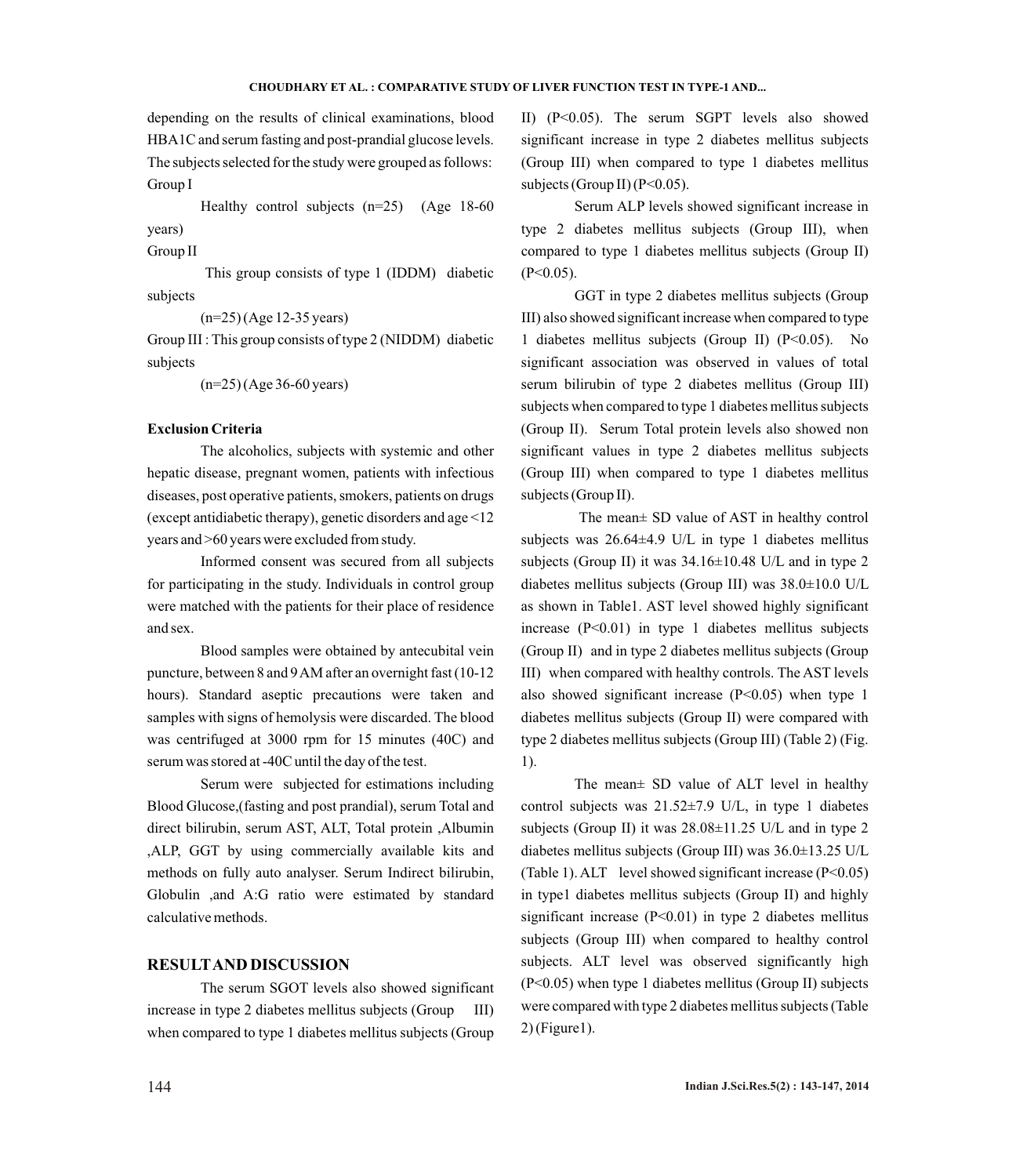depending on the results of clinical examinations, blood HBA1C and serum fasting and post-prandial glucose levels. The subjects selected for the study were grouped as follows:

Group I

Healthy control subjects (n=25) (Age 18-60 years)

Group II

This group consists of type 1 (IDDM) diabetic subjects

(n=25) (Age 12-35 years)

Group III : This group consists of type 2 (NIDDM) diabetic subjects

(n=25) (Age 36-60 years)

**Exclusion Criteria**

The alcoholics, subjects with systemic and other hepatic disease, pregnant women, patients with infectious diseases, post operative patients, smokers, patients on drugs (except antidiabetic therapy), genetic disorders and age <12 years and >60 years were excluded from study.

Informed consent was secured from all subjects for participating in the study. Individuals in control group were matched with the patients for their place of residence and sex.

Blood samples were obtained by antecubital vein puncture, between 8 and 9 AM after an overnight fast (10-12 hours). Standard aseptic precautions were taken and samples with signs of hemolysis were discarded. The blood was centrifuged at 3000 rpm for 15 minutes (40C) and serum was stored at -40C until the day of the test.

Serum were subjected for estimations including Blood Glucose,(fasting and post prandial), serum Total and direct bilirubin, serum AST, ALT, Total protein ,Albumin ,ALP, GGT by using commercially available kits and methods on fully auto analyser. Serum Indirect bilirubin, Globulin ,and A:G ratio were estimated by standard calculative methods.

## RESULT AND DISCUSSION

The serum SGOT levels also showed significant increase in type 2 diabetes mellitus subjects (Group III) when compared to type 1 diabetes mellitus subjects (Group II) ($P<0.05$). The serum SGPT levels also showed significant increase in type 2 diabetes mellitus subjects (Group III) when compared to type 1 diabetes mellitus subjects (Group II) ($P<0.05$).

Serum ALP levels showed significant increase in type 2 diabetes mellitus subjects (Group III), when compared to type 1 diabetes mellitus subjects (Group II) ($P<0.05$).

GGT in type 2 diabetes mellitus subjects (Group III) also showed significant increase when compared to type 1 diabetes mellitus subjects (Group II) ($P<0.05$). No significant association was observed in values of total serum bilirubin of type 2 diabetes mellitus (Group III) subjects when compared to type 1 diabetes mellitus subjects (Group II). Serum Total protein levels also showed non significant values in type 2 diabetes mellitus subjects (Group III) when compared to type 1 diabetes mellitus subjects (Group II).

The mean± SD value of AST in healthy control subjects was 26.64±4.9 U/L in type 1 diabetes mellitus subjects (Group II) it was 34.16±10.48 U/L and in type 2 diabetes mellitus subjects (Group III) was 38.0±10.0 U/L as shown in Table1. AST level showed highly significant increase ($P<0.01$) in type 1 diabetes mellitus subjects (Group II) and in type 2 diabetes mellitus subjects (Group III) when compared with healthy controls. The AST levels also showed significant increase ($P<0.05$) when type 1 diabetes mellitus subjects (Group II) were compared with type 2 diabetes mellitus subjects (Group III) (Table 2) (Fig. 1).

The mean± SD value of ALT level in healthy control subjects was 21.52±7.9 U/L, in type 1 diabetes subjects (Group II) it was 28.08±11.25 U/L and in type 2 diabetes mellitus subjects (Group III) was 36.0±13.25 U/L (Table 1). ALT level showed significant increase ($P<0.05$) in type1 diabetes mellitus subjects (Group II) and highly significant increase ($P<0.01$) in type 2 diabetes mellitus subjects (Group III) when compared to healthy control subjects. ALT level was observed significantly high ($P<0.05$) when type 1 diabetes mellitus (Group II) subjects were compared with type 2 diabetes mellitus subjects (Table 2) (Figure1).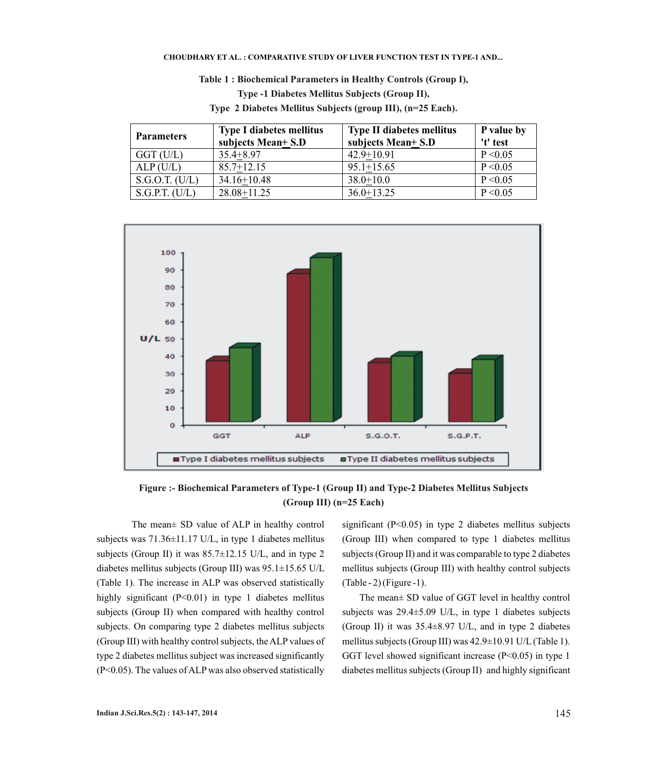**Table 1 : Biochemical Parameters in Healthy Controls (Group I), Type -1 Diabetes Mellitus Subjects (Group II), Type 2 Diabetes Mellitus Subjects (group III), (n=25 Each).**

| Parameters | Type I diabetes mellitus subjects Mean± S.D | Type II diabetes mellitus subjects Mean± S.D | P value by 't' test |
|---|---|---|---|
| GGT (U/L) | 35.4±8.97 | 42.9±10.91 | P <0.05 |
| ALP (U/L) | 85.7±12.15 | 95.1±15.65 | P <0.05 |
| S.G.O.T. (U/L) | 34.16±10.48 | 38.0±10.0 | P <0.05 |
| S.G.P.T. (U/L) | 28.08±11.25 | 36.0±13.25 | P <0.05 |

**Figure :- Biochemical Parameters of Type-1 (Group II) and Type-2 Diabetes Mellitus Subjects (Group III) (n=25 Each)**

The mean± SD value of ALP in healthy control subjects was 71.36±11.17 U/L, in type 1 diabetes mellitus subjects (Group II) it was 85.7±12.15 U/L, and in type 2 diabetes mellitus subjects (Group III) was 95.1±15.65 U/L (Table 1). The increase in ALP was observed statistically highly significant (P<0.01) in type 1 diabetes mellitus subjects (Group II) when compared with healthy control subjects. On comparing type 2 diabetes mellitus subjects (Group III) with healthy control subjects, the ALP values of type 2 diabetes mellitus subject was increased significantly (P<0.05). The values of ALP was also observed statistically significant (P<0.05) in type 2 diabetes mellitus subjects (Group III) when compared to type 1 diabetes mellitus subjects (Group II) and it was comparable to type 2 diabetes mellitus subjects (Group III) with healthy control subjects (Table - 2) (Figure -1).

The mean± SD value of GGT level in healthy control subjects was 29.4±5.09 U/L, in type 1 diabetes subjects (Group II) it was 35.4±8.97 U/L, and in type 2 diabetes mellitus subjects (Group III) was 42.9±10.91 U/L (Table 1). GGT level showed significant increase (P<0.05) in type 1 diabetes mellitus subjects (Group II) and highly significant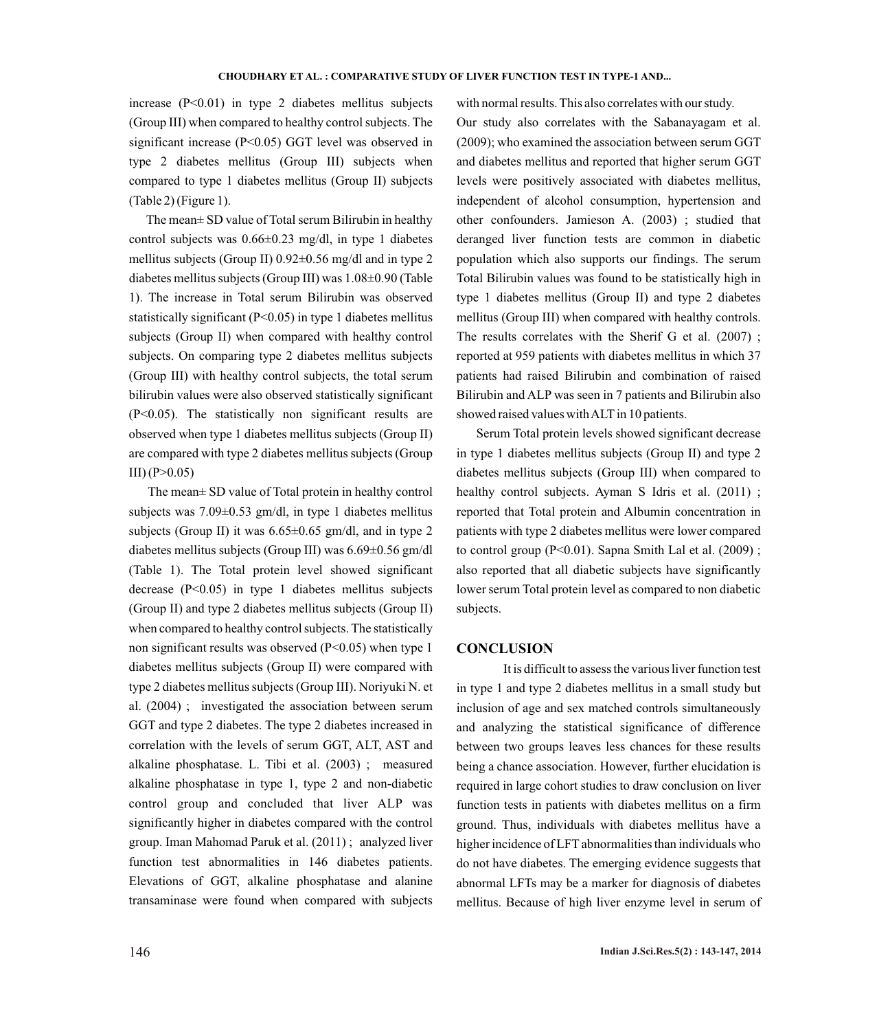increase ($P<0.01$) in type 2 diabetes mellitus subjects (Group III) when compared to healthy control subjects. The significant increase ($P<0.05$) GGT level was observed in type 2 diabetes mellitus (Group III) subjects when compared to type 1 diabetes mellitus (Group II) subjects (Table 2) (Figure 1).

The mean± SD value of Total serum Bilirubin in healthy control subjects was 0.66±0.23 mg/dl, in type 1 diabetes mellitus subjects (Group II) 0.92±0.56 mg/dl and in type 2 diabetes mellitus subjects (Group III) was 1.08±0.90 (Table 1). The increase in Total serum Bilirubin was observed statistically significant ($P<0.05$) in type 1 diabetes mellitus subjects (Group II) when compared with healthy control subjects. On comparing type 2 diabetes mellitus subjects (Group III) with healthy control subjects, the total serum bilirubin values were also observed statistically significant ($P<0.05$). The statistically non significant results are observed when type 1 diabetes mellitus subjects (Group II) are compared with type 2 diabetes mellitus subjects (Group III) ($P>0.05$)

The mean± SD value of Total protein in healthy control subjects was 7.09±0.53 gm/dl, in type 1 diabetes mellitus subjects (Group II) it was 6.65±0.65 gm/dl, and in type 2 diabetes mellitus subjects (Group III) was 6.69±0.56 gm/dl (Table 1). The Total protein level showed significant decrease ($P<0.05$) in type 1 diabetes mellitus subjects (Group II) and type 2 diabetes mellitus subjects (Group II) when compared to healthy control subjects. The statistically non significant results was observed ($P<0.05$) when type 1 diabetes mellitus subjects (Group II) were compared with type 2 diabetes mellitus subjects (Group III). Noriyuki N. et al. (2004) ; investigated the association between serum GGT and type 2 diabetes. The type 2 diabetes increased in correlation with the levels of serum GGT, ALT, AST and alkaline phosphatase. L. Tibi et al. (2003) ; measured alkaline phosphatase in type 1, type 2 and non-diabetic control group and concluded that liver ALP was significantly higher in diabetes compared with the control group. Iman Mahomad Paruk et al. (2011) ; analyzed liver function test abnormalities in 146 diabetes patients. Elevations of GGT, alkaline phosphatase and alanine transaminase were found when compared with subjects with normal results. This also correlates with our study.

Our study also correlates with the Sabanayagam et al. (2009); who examined the association between serum GGT and diabetes mellitus and reported that higher serum GGT levels were positively associated with diabetes mellitus, independent of alcohol consumption, hypertension and other confounders. Jamieson A. (2003) ; studied that deranged liver function tests are common in diabetic population which also supports our findings. The serum Total Bilirubin values was found to be statistically high in type 1 diabetes mellitus (Group II) and type 2 diabetes mellitus (Group III) when compared with healthy controls. The results correlates with the Sherif G et al. (2007) ; reported at 959 patients with diabetes mellitus in which 37 patients had raised Bilirubin and combination of raised Bilirubin and ALP was seen in 7 patients and Bilirubin also showed raised values with ALT in 10 patients.

Serum Total protein levels showed significant decrease in type 1 diabetes mellitus subjects (Group II) and type 2 diabetes mellitus subjects (Group III) when compared to healthy control subjects. Ayman S Idris et al. (2011) ; reported that Total protein and Albumin concentration in patients with type 2 diabetes mellitus were lower compared to control group ($P<0.01$). Sapna Smith Lal et al. (2009) ; also reported that all diabetic subjects have significantly lower serum Total protein level as compared to non diabetic subjects.

## CONCLUSION

It is difficult to assess the various liver function test in type 1 and type 2 diabetes mellitus in a small study but inclusion of age and sex matched controls simultaneously and analyzing the statistical significance of difference between two groups leaves less chances for these results being a chance association. However, further elucidation is required in large cohort studies to draw conclusion on liver function tests in patients with diabetes mellitus on a firm ground. Thus, individuals with diabetes mellitus have a higher incidence of LFT abnormalities than individuals who do not have diabetes. The emerging evidence suggests that abnormal LFTs may be a marker for diagnosis of diabetes mellitus. Because of high liver enzyme level in serum of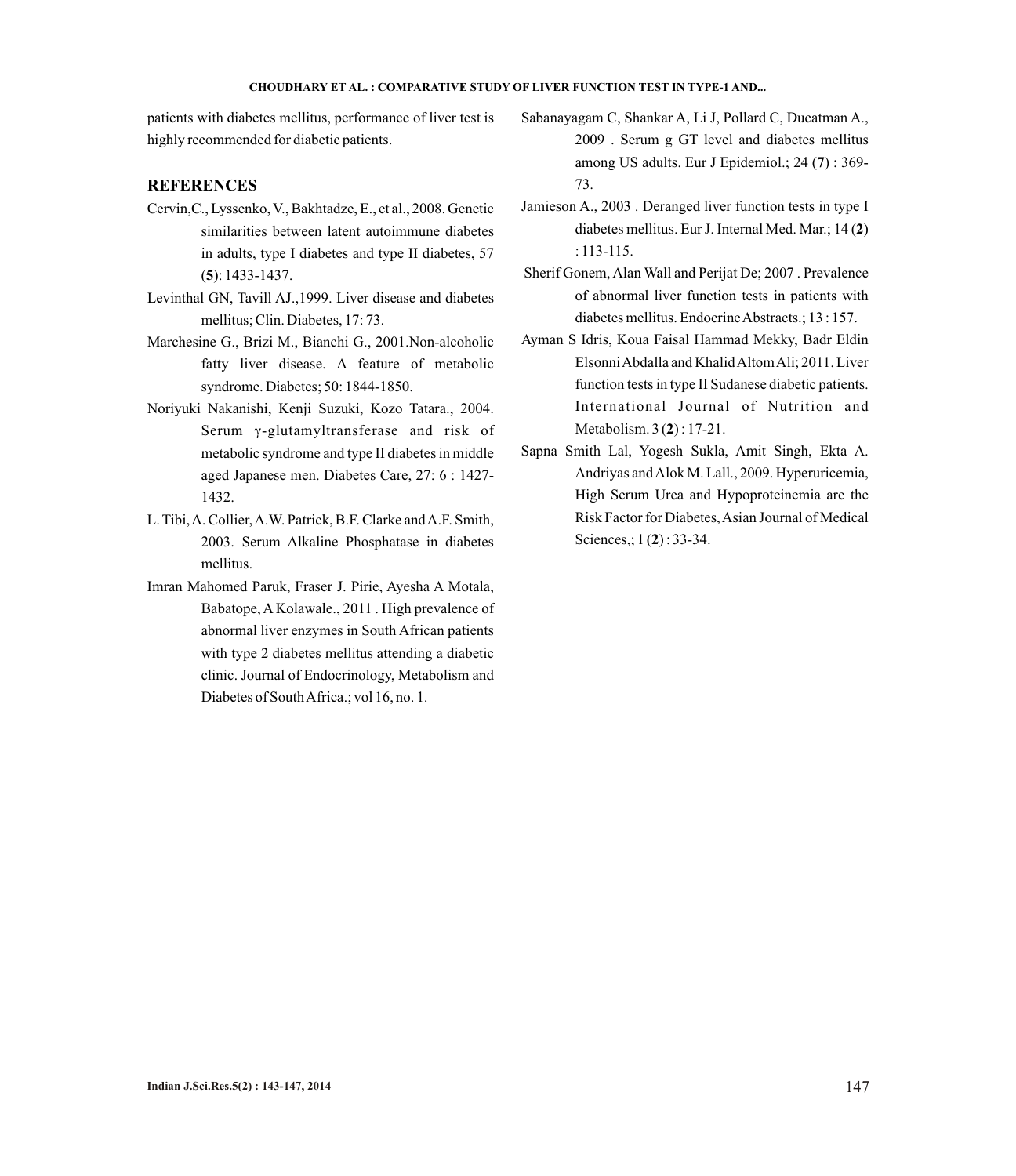patients with diabetes mellitus, performance of liver test is highly recommended for diabetic patients.

## REFERENCES

Cervin,C., Lyssenko, V., Bakhtadze, E., et al., 2008. Genetic similarities between latent autoimmune diabetes in adults, type I diabetes and type II diabetes, 57 (**5**): 1433-1437.

Levinthal GN, Tavill AJ.,1999. Liver disease and diabetes mellitus; Clin. Diabetes, 17: 73.

Marchesine G., Brizi M., Bianchi G., 2001.Non-alcoholic fatty liver disease. A feature of metabolic syndrome. Diabetes; 50: 1844-1850.

Noriyuki Nakanishi, Kenji Suzuki, Kozo Tatara., 2004. Serum γ-glutamyltransferase and risk of metabolic syndrome and type II diabetes in middle aged Japanese men. Diabetes Care, 27: 6 : 1427-1432.

L. Tibi, A. Collier, A.W. Patrick, B.F. Clarke and A.F. Smith, 2003. Serum Alkaline Phosphatase in diabetes mellitus.

Imran Mahomed Paruk, Fraser J. Pirie, Ayesha A Motala, Babatope, A Kolawale., 2011 . High prevalence of abnormal liver enzymes in South African patients with type 2 diabetes mellitus attending a diabetic clinic. Journal of Endocrinology, Metabolism and Diabetes of South Africa.; vol 16, no. 1.

Sabanayagam C, Shankar A, Li J, Pollard C, Ducatman A., 2009 . Serum g GT level and diabetes mellitus among US adults. Eur J Epidemiol.; 24 (**7**) : 369-73.

Jamieson A., 2003 . Deranged liver function tests in type I diabetes mellitus. Eur J. Internal Med. Mar.; 14 (**2**) : 113-115.

Sherif Gonem, Alan Wall and Perijat De; 2007 . Prevalence of abnormal liver function tests in patients with diabetes mellitus. Endocrine Abstracts.; 13 : 157.

Ayman S Idris, Koua Faisal Hammad Mekky, Badr Eldin Elsonni Abdalla and Khalid Altom Ali; 2011. Liver function tests in type II Sudanese diabetic patients. International Journal of Nutrition and Metabolism. 3 (**2**) : 17-21.

Sapna Smith Lal, Yogesh Sukla, Amit Singh, Ekta A. Andriyas and Alok M. Lall., 2009. Hyperuricemia, High Serum Urea and Hypoproteinemia are the Risk Factor for Diabetes, Asian Journal of Medical Sciences,; 1 (**2**) : 33-34.